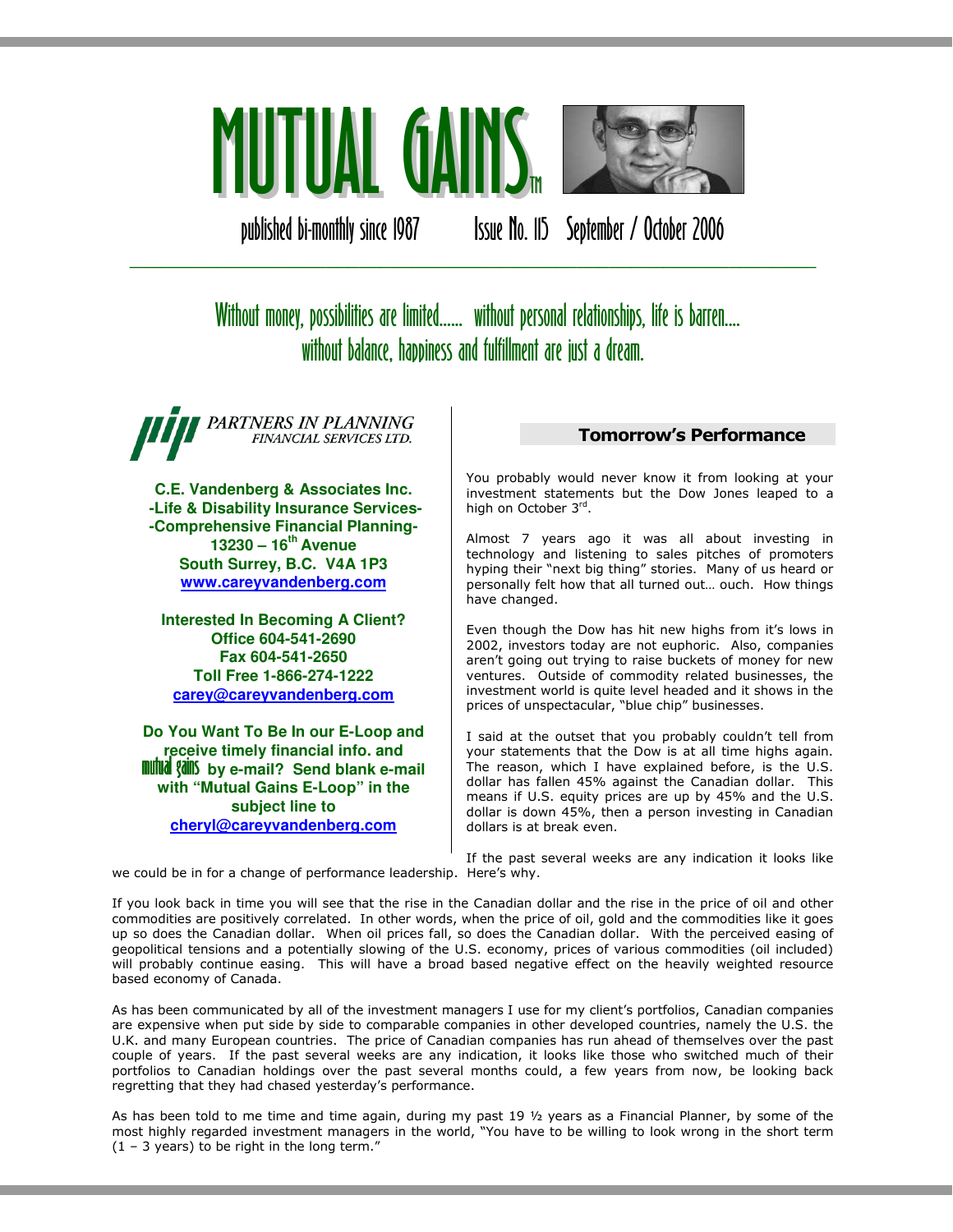# MUTUAL GAINS™

published bi-monthly since 1987 Issue No. 115 September / October 2006

---

*Without money, possibilities are limited...... without personal relationships, life is barren.... without balance, happiness and fulfillment are just a dream.*

PARTNERS IN PLANNING FINANCIAL SERVICES LTD.

**C.E. Vandenberg & Associates Inc.**
**-Life & Disability Insurance Services-**
**-Comprehensive Financial Planning-**
**13230 – 16th Avenue**
**South Surrey, B.C. V4A 1P3**
**www.careyvandenberg.com**

**Interested In Becoming A Client?**
**Office 604-541-2690**
**Fax 604-541-2650**
**Toll Free 1-866-274-1222**
**carey@careyvandenberg.com**

**Do You Want To Be In our E-Loop and receive timely financial info. and mutual gains by e-mail? Send blank e-mail with "Mutual Gains E-Loop" in the subject line to cheryl@careyvandenberg.com**

## Tomorrow's Performance

You probably would never know it from looking at your investment statements but the Dow Jones leaped to a high on October 3rd.

Almost 7 years ago it was all about investing in technology and listening to sales pitches of promoters hyping their "next big thing" stories. Many of us heard or personally felt how that all turned out… ouch. How things have changed.

Even though the Dow has hit new highs from it's lows in 2002, investors today are not euphoric. Also, companies aren't going out trying to raise buckets of money for new ventures. Outside of commodity related businesses, the investment world is quite level headed and it shows in the prices of unspectacular, "blue chip" businesses.

I said at the outset that you probably couldn't tell from your statements that the Dow is at all time highs again. The reason, which I have explained before, is the U.S. dollar has fallen 45% against the Canadian dollar. This means if U.S. equity prices are up by 45% and the U.S. dollar is down 45%, then a person investing in Canadian dollars is at break even.

If the past several weeks are any indication it looks like we could be in for a change of performance leadership. Here's why.

If you look back in time you will see that the rise in the Canadian dollar and the rise in the price of oil and other commodities are positively correlated. In other words, when the price of oil, gold and the commodities like it goes up so does the Canadian dollar. When oil prices fall, so does the Canadian dollar. With the perceived easing of geopolitical tensions and a potentially slowing of the U.S. economy, prices of various commodities (oil included) will probably continue easing. This will have a broad based negative effect on the heavily weighted resource based economy of Canada.

As has been communicated by all of the investment managers I use for my client's portfolios, Canadian companies are expensive when put side by side to comparable companies in other developed countries, namely the U.S. the U.K. and many European countries. The price of Canadian companies has run ahead of themselves over the past couple of years. If the past several weeks are any indication, it looks like those who switched much of their portfolios to Canadian holdings over the past several months could, a few years from now, be looking back regretting that they had chased yesterday's performance.

As has been told to me time and time again, during my past 19 ½ years as a Financial Planner, by some of the most highly regarded investment managers in the world, "You have to be willing to look wrong in the short term (1 – 3 years) to be right in the long term."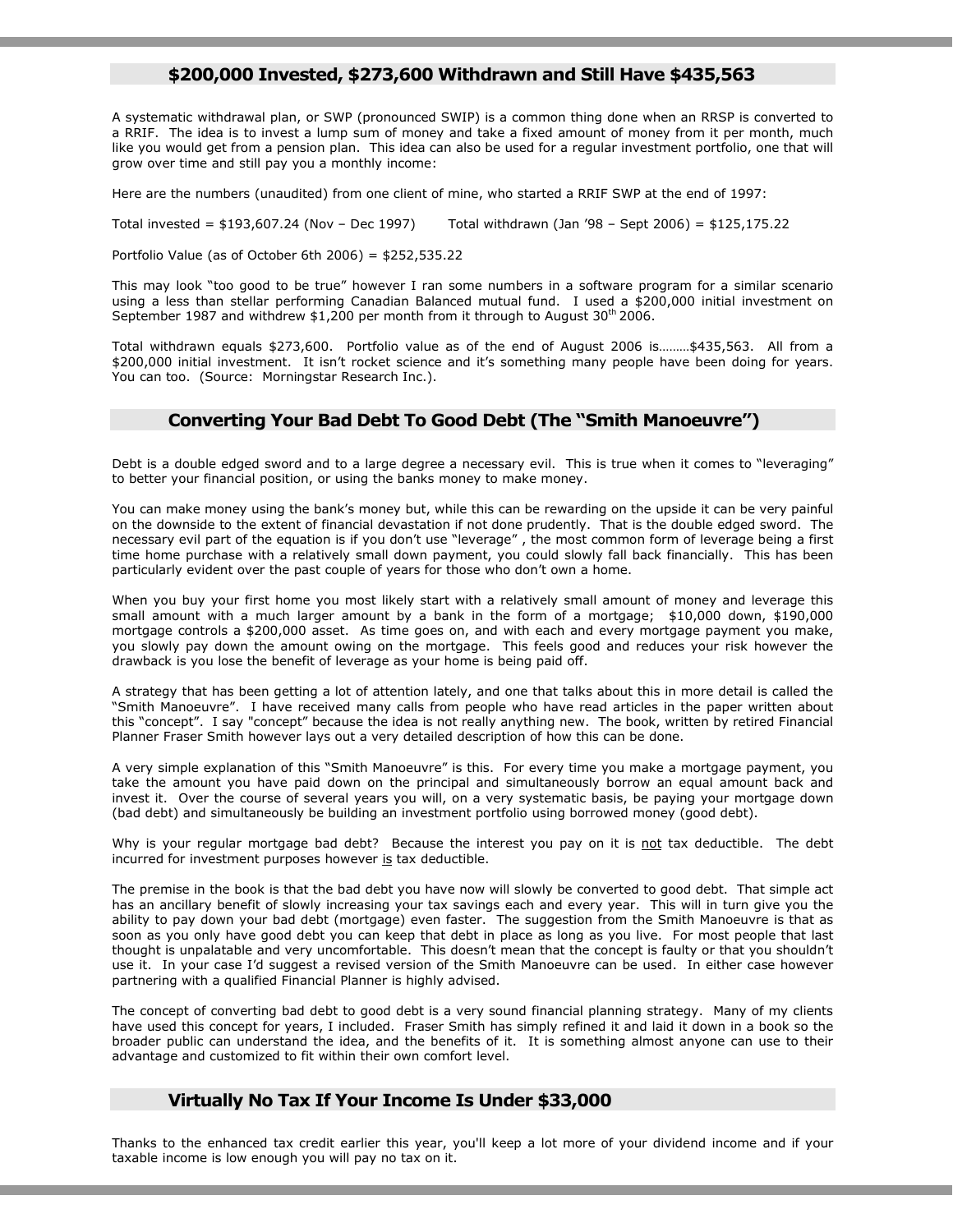## $200,000 Invested, $273,600 Withdrawn and Still Have $435,563

A systematic withdrawal plan, or SWP (pronounced SWIP) is a common thing done when an RRSP is converted to a RRIF. The idea is to invest a lump sum of money and take a fixed amount of money from it per month, much like you would get from a pension plan. This idea can also be used for a regular investment portfolio, one that will grow over time and still pay you a monthly income:

Here are the numbers (unaudited) from one client of mine, who started a RRIF SWP at the end of 1997:

Total invested = $193,607.24 (Nov – Dec 1997)    Total withdrawn (Jan '98 – Sept 2006) = $125,175.22

Portfolio Value (as of October 6th 2006) = $252,535.22

This may look "too good to be true" however I ran some numbers in a software program for a similar scenario using a less than stellar performing Canadian Balanced mutual fund. I used a $200,000 initial investment on September 1987 and withdrew $1,200 per month from it through to August 30th 2006.

Total withdrawn equals $273,600. Portfolio value as of the end of August 2006 is………$435,563. All from a $200,000 initial investment. It isn't rocket science and it's something many people have been doing for years. You can too. (Source: Morningstar Research Inc.).

## Converting Your Bad Debt To Good Debt (The "Smith Manoeuvre")

Debt is a double edged sword and to a large degree a necessary evil. This is true when it comes to "leveraging" to better your financial position, or using the banks money to make money.

You can make money using the bank's money but, while this can be rewarding on the upside it can be very painful on the downside to the extent of financial devastation if not done prudently. That is the double edged sword. The necessary evil part of the equation is if you don't use "leverage" , the most common form of leverage being a first time home purchase with a relatively small down payment, you could slowly fall back financially. This has been particularly evident over the past couple of years for those who don't own a home.

When you buy your first home you most likely start with a relatively small amount of money and leverage this small amount with a much larger amount by a bank in the form of a mortgage; $10,000 down, $190,000 mortgage controls a $200,000 asset. As time goes on, and with each and every mortgage payment you make, you slowly pay down the amount owing on the mortgage. This feels good and reduces your risk however the drawback is you lose the benefit of leverage as your home is being paid off.

A strategy that has been getting a lot of attention lately, and one that talks about this in more detail is called the "Smith Manoeuvre". I have received many calls from people who have read articles in the paper written about this "concept". I say "concept" because the idea is not really anything new. The book, written by retired Financial Planner Fraser Smith however lays out a very detailed description of how this can be done.

A very simple explanation of this "Smith Manoeuvre" is this. For every time you make a mortgage payment, you take the amount you have paid down on the principal and simultaneously borrow an equal amount back and invest it. Over the course of several years you will, on a very systematic basis, be paying your mortgage down (bad debt) and simultaneously be building an investment portfolio using borrowed money (good debt).

Why is your regular mortgage bad debt? Because the interest you pay on it is <u>not</u> tax deductible. The debt incurred for investment purposes however <u>is</u> tax deductible.

The premise in the book is that the bad debt you have now will slowly be converted to good debt. That simple act has an ancillary benefit of slowly increasing your tax savings each and every year. This will in turn give you the ability to pay down your bad debt (mortgage) even faster. The suggestion from the Smith Manoeuvre is that as soon as you only have good debt you can keep that debt in place as long as you live. For most people that last thought is unpalatable and very uncomfortable. This doesn't mean that the concept is faulty or that you shouldn't use it. In your case I'd suggest a revised version of the Smith Manoeuvre can be used. In either case however partnering with a qualified Financial Planner is highly advised.

The concept of converting bad debt to good debt is a very sound financial planning strategy. Many of my clients have used this concept for years, I included. Fraser Smith has simply refined it and laid it down in a book so the broader public can understand the idea, and the benefits of it. It is something almost anyone can use to their advantage and customized to fit within their own comfort level.

## Virtually No Tax If Your Income Is Under $33,000

Thanks to the enhanced tax credit earlier this year, you'll keep a lot more of your dividend income and if your taxable income is low enough you will pay no tax on it.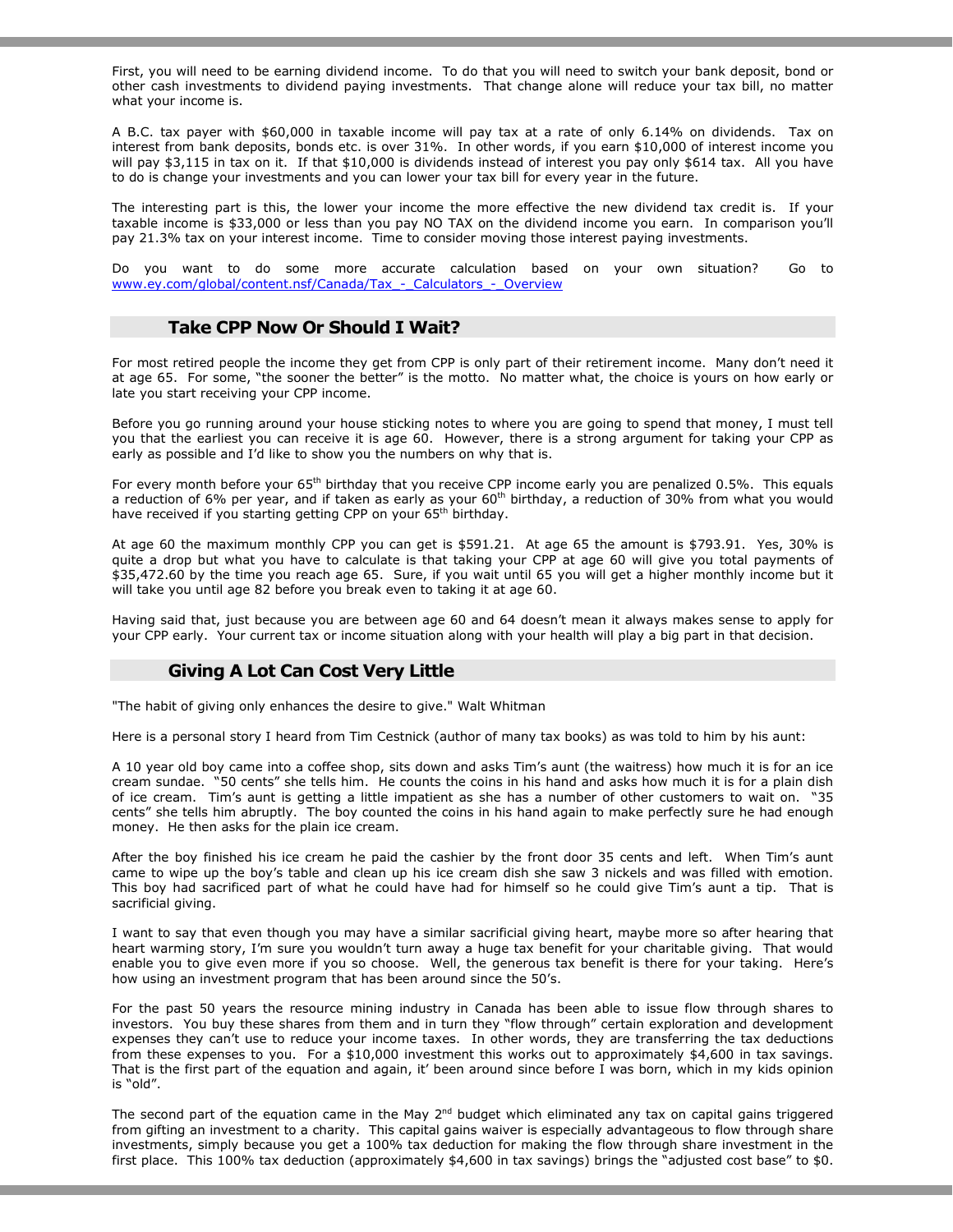First, you will need to be earning dividend income. To do that you will need to switch your bank deposit, bond or other cash investments to dividend paying investments. That change alone will reduce your tax bill, no matter what your income is.

A B.C. tax payer with $60,000 in taxable income will pay tax at a rate of only 6.14% on dividends. Tax on interest from bank deposits, bonds etc. is over 31%. In other words, if you earn $10,000 of interest income you will pay $3,115 in tax on it. If that $10,000 is dividends instead of interest you pay only $614 tax. All you have to do is change your investments and you can lower your tax bill for every year in the future.

The interesting part is this, the lower your income the more effective the new dividend tax credit is. If your taxable income is $33,000 or less than you pay NO TAX on the dividend income you earn. In comparison you'll pay 21.3% tax on your interest income. Time to consider moving those interest paying investments.

Do you want to do some more accurate calculation based on your own situation? Go to [www.ey.com/global/content.nsf/Canada/Tax_-_Calculators_-_Overview](www.ey.com/global/content.nsf/Canada/Tax_-_Calculators_-_Overview)

## Take CPP Now Or Should I Wait?

For most retired people the income they get from CPP is only part of their retirement income. Many don't need it at age 65. For some, "the sooner the better" is the motto. No matter what, the choice is yours on how early or late you start receiving your CPP income.

Before you go running around your house sticking notes to where you are going to spend that money, I must tell you that the earliest you can receive it is age 60. However, there is a strong argument for taking your CPP as early as possible and I'd like to show you the numbers on why that is.

For every month before your 65th birthday that you receive CPP income early you are penalized 0.5%. This equals a reduction of 6% per year, and if taken as early as your 60th birthday, a reduction of 30% from what you would have received if you starting getting CPP on your 65th birthday.

At age 60 the maximum monthly CPP you can get is $591.21. At age 65 the amount is $793.91. Yes, 30% is quite a drop but what you have to calculate is that taking your CPP at age 60 will give you total payments of $35,472.60 by the time you reach age 65. Sure, if you wait until 65 you will get a higher monthly income but it will take you until age 82 before you break even to taking it at age 60.

Having said that, just because you are between age 60 and 64 doesn't mean it always makes sense to apply for your CPP early. Your current tax or income situation along with your health will play a big part in that decision.

## Giving A Lot Can Cost Very Little

"The habit of giving only enhances the desire to give." Walt Whitman

Here is a personal story I heard from Tim Cestnick (author of many tax books) as was told to him by his aunt:

A 10 year old boy came into a coffee shop, sits down and asks Tim's aunt (the waitress) how much it is for an ice cream sundae. "50 cents" she tells him. He counts the coins in his hand and asks how much it is for a plain dish of ice cream. Tim's aunt is getting a little impatient as she has a number of other customers to wait on. "35 cents" she tells him abruptly. The boy counted the coins in his hand again to make perfectly sure he had enough money. He then asks for the plain ice cream.

After the boy finished his ice cream he paid the cashier by the front door 35 cents and left. When Tim's aunt came to wipe up the boy's table and clean up his ice cream dish she saw 3 nickels and was filled with emotion. This boy had sacrificed part of what he could have had for himself so he could give Tim's aunt a tip. That is sacrificial giving.

I want to say that even though you may have a similar sacrificial giving heart, maybe more so after hearing that heart warming story, I'm sure you wouldn't turn away a huge tax benefit for your charitable giving. That would enable you to give even more if you so choose. Well, the generous tax benefit is there for your taking. Here's how using an investment program that has been around since the 50's.

For the past 50 years the resource mining industry in Canada has been able to issue flow through shares to investors. You buy these shares from them and in turn they "flow through" certain exploration and development expenses they can't use to reduce your income taxes. In other words, they are transferring the tax deductions from these expenses to you. For a $10,000 investment this works out to approximately $4,600 in tax savings. That is the first part of the equation and again, it' been around since before I was born, which in my kids opinion is "old".

The second part of the equation came in the May 2nd budget which eliminated any tax on capital gains triggered from gifting an investment to a charity. This capital gains waiver is especially advantageous to flow through share investments, simply because you get a 100% tax deduction for making the flow through share investment in the first place. This 100% tax deduction (approximately $4,600 in tax savings) brings the "adjusted cost base" to $0.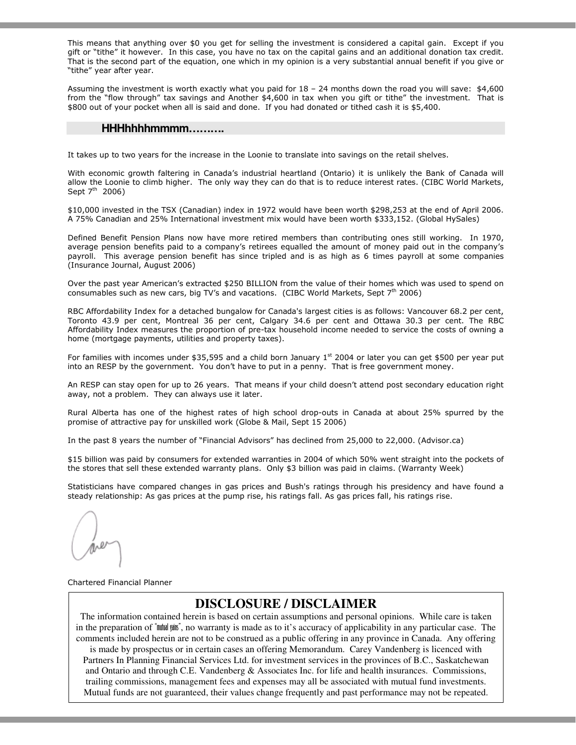This means that anything over $0 you get for selling the investment is considered a capital gain. Except if you gift or "tithe" it however. In this case, you have no tax on the capital gains and an additional donation tax credit. That is the second part of the equation, one which in my opinion is a very substantial annual benefit if you give or "tithe" year after year.

Assuming the investment is worth exactly what you paid for 18 – 24 months down the road you will save: $4,600 from the "flow through" tax savings and Another $4,600 in tax when you gift or tithe" the investment. That is $800 out of your pocket when all is said and done. If you had donated or tithed cash it is $5,400.

## HHHhhhhmmmm……….

It takes up to two years for the increase in the Loonie to translate into savings on the retail shelves.

With economic growth faltering in Canada's industrial heartland (Ontario) it is unlikely the Bank of Canada will allow the Loonie to climb higher. The only way they can do that is to reduce interest rates. (CIBC World Markets, Sept 7th 2006)

$10,000 invested in the TSX (Canadian) index in 1972 would have been worth $298,253 at the end of April 2006. A 75% Canadian and 25% International investment mix would have been worth $333,152. (Global HySales)

Defined Benefit Pension Plans now have more retired members than contributing ones still working. In 1970, average pension benefits paid to a company's retirees equalled the amount of money paid out in the company's payroll. This average pension benefit has since tripled and is as high as 6 times payroll at some companies (Insurance Journal, August 2006)

Over the past year American's extracted $250 BILLION from the value of their homes which was used to spend on consumables such as new cars, big TV's and vacations. (CIBC World Markets, Sept 7th 2006)

RBC Affordability Index for a detached bungalow for Canada's largest cities is as follows: Vancouver 68.2 per cent, Toronto 43.9 per cent, Montreal 36 per cent, Calgary 34.6 per cent and Ottawa 30.3 per cent. The RBC Affordability Index measures the proportion of pre-tax household income needed to service the costs of owning a home (mortgage payments, utilities and property taxes).

For families with incomes under $35,595 and a child born January 1st 2004 or later you can get $500 per year put into an RESP by the government. You don't have to put in a penny. That is free government money.

An RESP can stay open for up to 26 years. That means if your child doesn't attend post secondary education right away, not a problem. They can always use it later.

Rural Alberta has one of the highest rates of high school drop-outs in Canada at about 25% spurred by the promise of attractive pay for unskilled work (Globe & Mail, Sept 15 2006)

In the past 8 years the number of "Financial Advisors" has declined from 25,000 to 22,000. (Advisor.ca)

$15 billion was paid by consumers for extended warranties in 2004 of which 50% went straight into the pockets of the stores that sell these extended warranty plans. Only $3 billion was paid in claims. (Warranty Week)

Statisticians have compared changes in gas prices and Bush's ratings through his presidency and have found a steady relationship: As gas prices at the pump rise, his ratings fall. As gas prices fall, his ratings rise.

Carey

Chartered Financial Planner

## DISCLOSURE / DISCLAIMER

The information contained herein is based on certain assumptions and personal opinions. While care is taken in the preparation of "mutual gains", no warranty is made as to it's accuracy of applicability in any particular case. The comments included herein are not to be construed as a public offering in any province in Canada. Any offering is made by prospectus or in certain cases an offering Memorandum. Carey Vandenberg is licenced with Partners In Planning Financial Services Ltd. for investment services in the provinces of B.C., Saskatchewan and Ontario and through C.E. Vandenberg & Associates Inc. for life and health insurances. Commissions, trailing commissions, management fees and expenses may all be associated with mutual fund investments. Mutual funds are not guaranteed, their values change frequently and past performance may not be repeated.